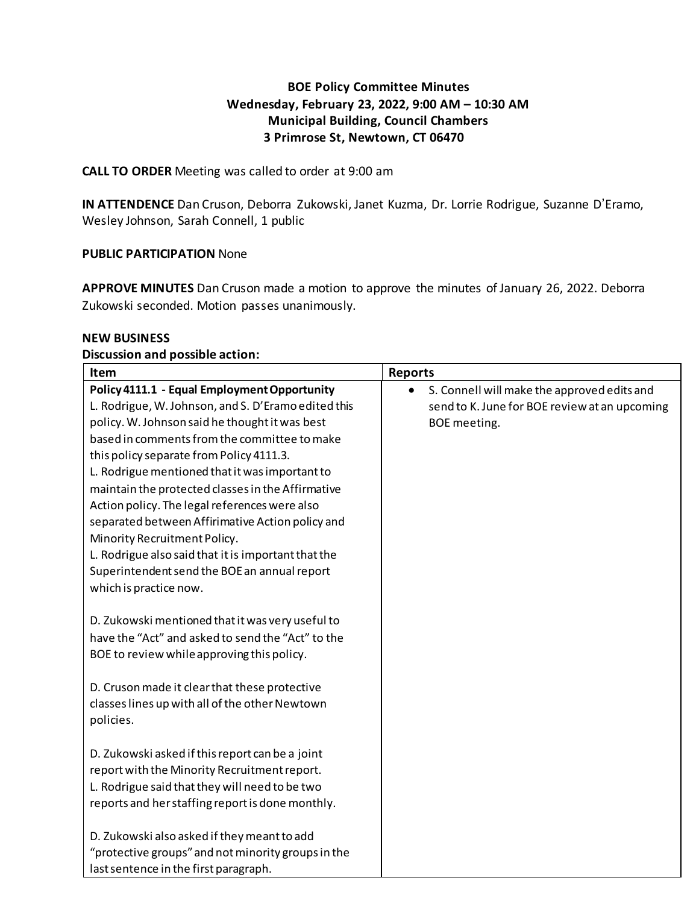**BOE Policy Committee Minutes**
**Wednesday, February 23, 2022, 9:00 AM – 10:30 AM**
**Municipal Building, Council Chambers**
**3 Primrose St, Newtown, CT 06470**

**CALL TO ORDER** Meeting was called to order at 9:00 am

**IN ATTENDENCE** Dan Cruson, Deborra Zukowski, Janet Kuzma, Dr. Lorrie Rodrigue, Suzanne D'Eramo, Wesley Johnson, Sarah Connell, 1 public

**PUBLIC PARTICIPATION** None

**APPROVE MINUTES** Dan Cruson made a motion to approve the minutes of January 26, 2022. Deborra Zukowski seconded. Motion passes unanimously.

**NEW BUSINESS**
**Discussion and possible action:**

| Item | Reports |
|---|---|
| **Policy 4111.1 - Equal Employment Opportunity**<br>L. Rodrigue, W. Johnson, and S. D'Eramo edited this policy. W. Johnson said he thought it was best based in comments from the committee to make this policy separate from Policy 4111.3.<br>L. Rodrigue mentioned that it was important to maintain the protected classes in the Affirmative Action policy. The legal references were also separated between Affirimative Action policy and Minority Recruitment Policy.<br>L. Rodrigue also said that it is important that the Superintendent send the BOE an annual report which is practice now.<br><br>D. Zukowski mentioned that it was very useful to have the "Act" and asked to send the "Act" to the BOE to review while approving this policy.<br><br>D. Cruson made it clear that these protective classes lines up with all of the other Newtown policies.<br><br>D. Zukowski asked if this report can be a joint report with the Minority Recruitment report.<br>L. Rodrigue said that they will need to be two reports and her staffing report is done monthly.<br><br>D. Zukowski also asked if they meant to add "protective groups" and not minority groups in the last sentence in the first paragraph. | • S. Connell will make the approved edits and send to K. June for BOE review at an upcoming BOE meeting. |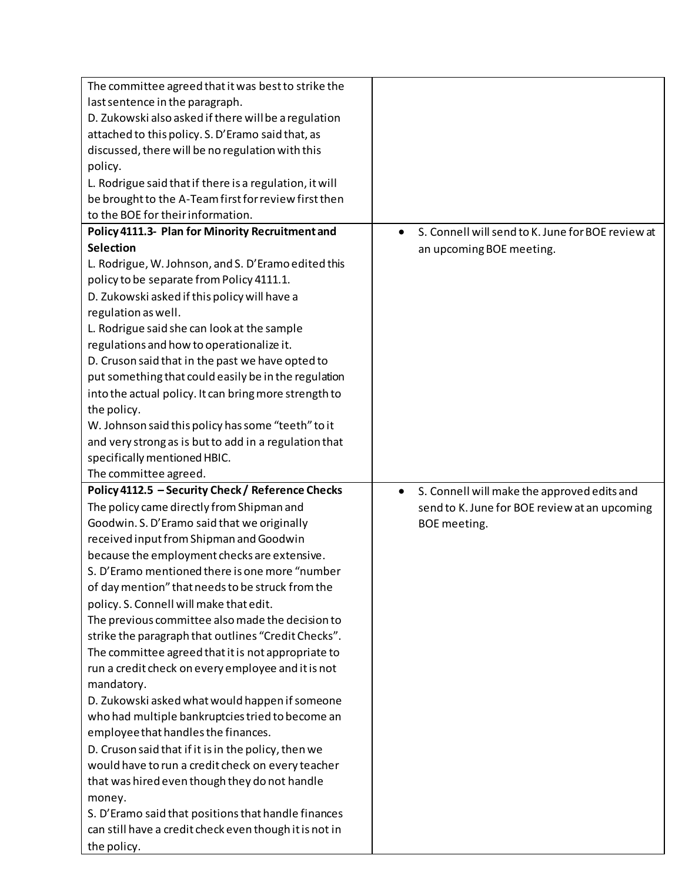| | |
|---|---|
| The committee agreed that it was best to strike the last sentence in the paragraph.<br>D. Zukowski also asked if there will be a regulation attached to this policy. S. D'Eramo said that, as discussed, there will be no regulation with this policy.<br>L. Rodrigue said that if there is a regulation, it will be brought to the A-Team first for review first then to the BOE for their information. | |
| **Policy 4111.3- Plan for Minority Recruitment and Selection**<br>L. Rodrigue, W. Johnson, and S. D'Eramo edited this policy to be separate from Policy 4111.1.<br>D. Zukowski asked if this policy will have a regulation as well.<br>L. Rodrigue said she can look at the sample regulations and how to operationalize it.<br>D. Cruson said that in the past we have opted to put something that could easily be in the regulation into the actual policy. It can bring more strength to the policy.<br>W. Johnson said this policy has some "teeth" to it and very strong as is but to add in a regulation that specifically mentioned HBIC.<br>The committee agreed. | • S. Connell will send to K. June for BOE review at an upcoming BOE meeting. |
| **Policy 4112.5 – Security Check / Reference Checks**<br>The policy came directly from Shipman and Goodwin. S. D'Eramo said that we originally received input from Shipman and Goodwin because the employment checks are extensive.<br>S. D'Eramo mentioned there is one more "number of day mention" that needs to be struck from the policy. S. Connell will make that edit.<br>The previous committee also made the decision to strike the paragraph that outlines "Credit Checks". The committee agreed that it is not appropriate to run a credit check on every employee and it is not mandatory.<br>D. Zukowski asked what would happen if someone who had multiple bankruptcies tried to become an employee that handles the finances.<br>D. Cruson said that if it is in the policy, then we would have to run a credit check on every teacher that was hired even though they do not handle money.<br>S. D'Eramo said that positions that handle finances can still have a credit check even though it is not in the policy. | • S. Connell will make the approved edits and send to K. June for BOE review at an upcoming BOE meeting. |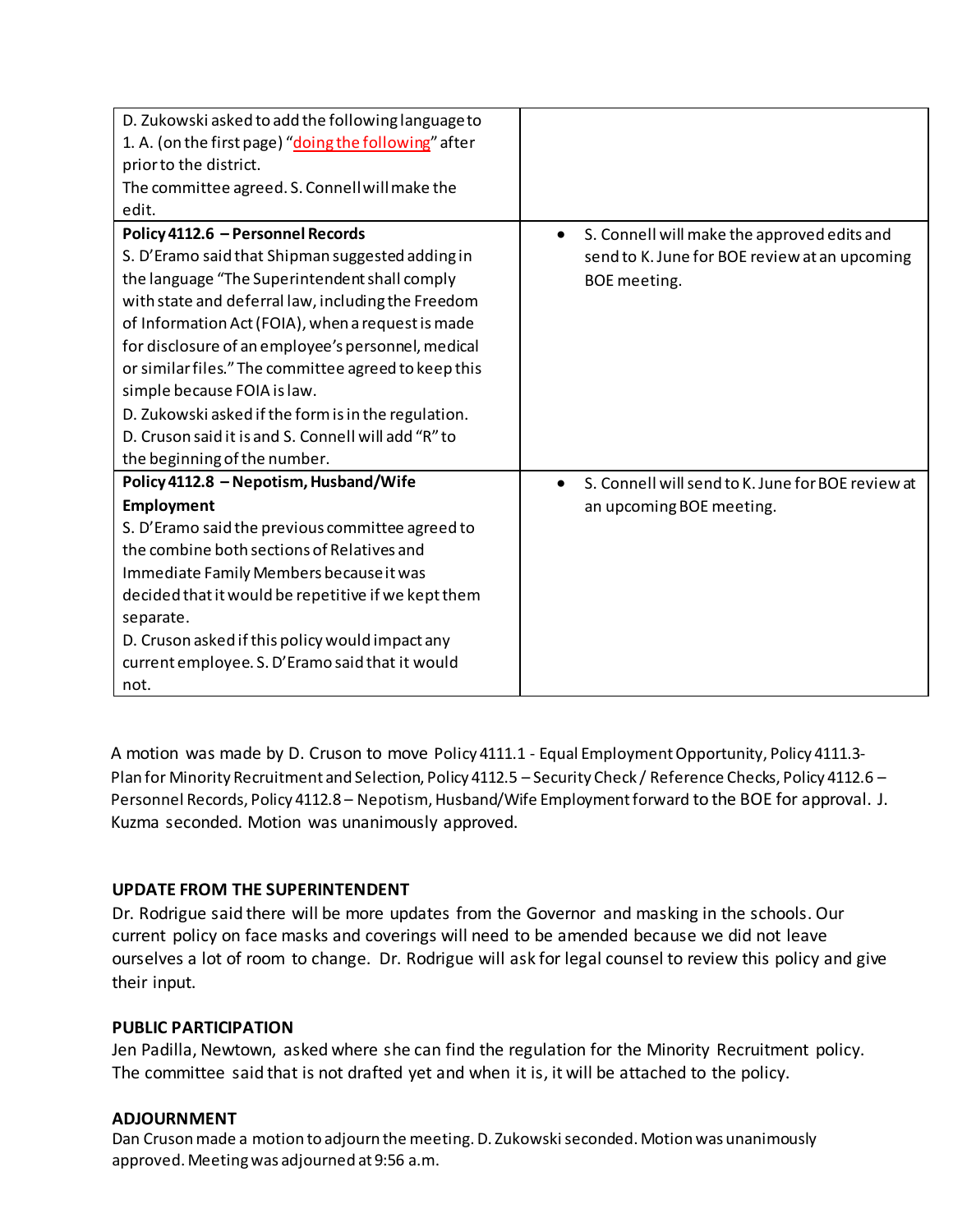| | |
|---|---|
| D. Zukowski asked to add the following language to 1. A. (on the first page) "doing the following" after prior to the district.<br>The committee agreed. S. Connell will make the edit. | |
| **Policy 4112.6 – Personnel Records**<br>S. D'Eramo said that Shipman suggested adding in the language "The Superintendent shall comply with state and deferral law, including the Freedom of Information Act (FOIA), when a request is made for disclosure of an employee's personnel, medical or similar files." The committee agreed to keep this simple because FOIA is law.<br>D. Zukowski asked if the form is in the regulation.<br>D. Cruson said it is and S. Connell will add "R" to the beginning of the number. | • S. Connell will make the approved edits and send to K. June for BOE review at an upcoming BOE meeting. |
| **Policy 4112.8 – Nepotism, Husband/Wife Employment**<br>S. D'Eramo said the previous committee agreed to the combine both sections of Relatives and Immediate Family Members because it was decided that it would be repetitive if we kept them separate.<br>D. Cruson asked if this policy would impact any current employee. S. D'Eramo said that it would not. | • S. Connell will send to K. June for BOE review at an upcoming BOE meeting. |

A motion was made by D. Cruson to move Policy 4111.1 - Equal Employment Opportunity, Policy 4111.3-Plan for Minority Recruitment and Selection, Policy 4112.5 – Security Check / Reference Checks, Policy 4112.6 – Personnel Records, Policy 4112.8 – Nepotism, Husband/Wife Employment forward to the BOE for approval. J. Kuzma seconded. Motion was unanimously approved.

**UPDATE FROM THE SUPERINTENDENT**

Dr. Rodrigue said there will be more updates from the Governor and masking in the schools. Our current policy on face masks and coverings will need to be amended because we did not leave ourselves a lot of room to change. Dr. Rodrigue will ask for legal counsel to review this policy and give their input.

**PUBLIC PARTICIPATION**

Jen Padilla, Newtown, asked where she can find the regulation for the Minority Recruitment policy. The committee said that is not drafted yet and when it is, it will be attached to the policy.

**ADJOURNMENT**

Dan Cruson made a motion to adjourn the meeting. D. Zukowski seconded. Motion was unanimously approved. Meeting was adjourned at 9:56 a.m.